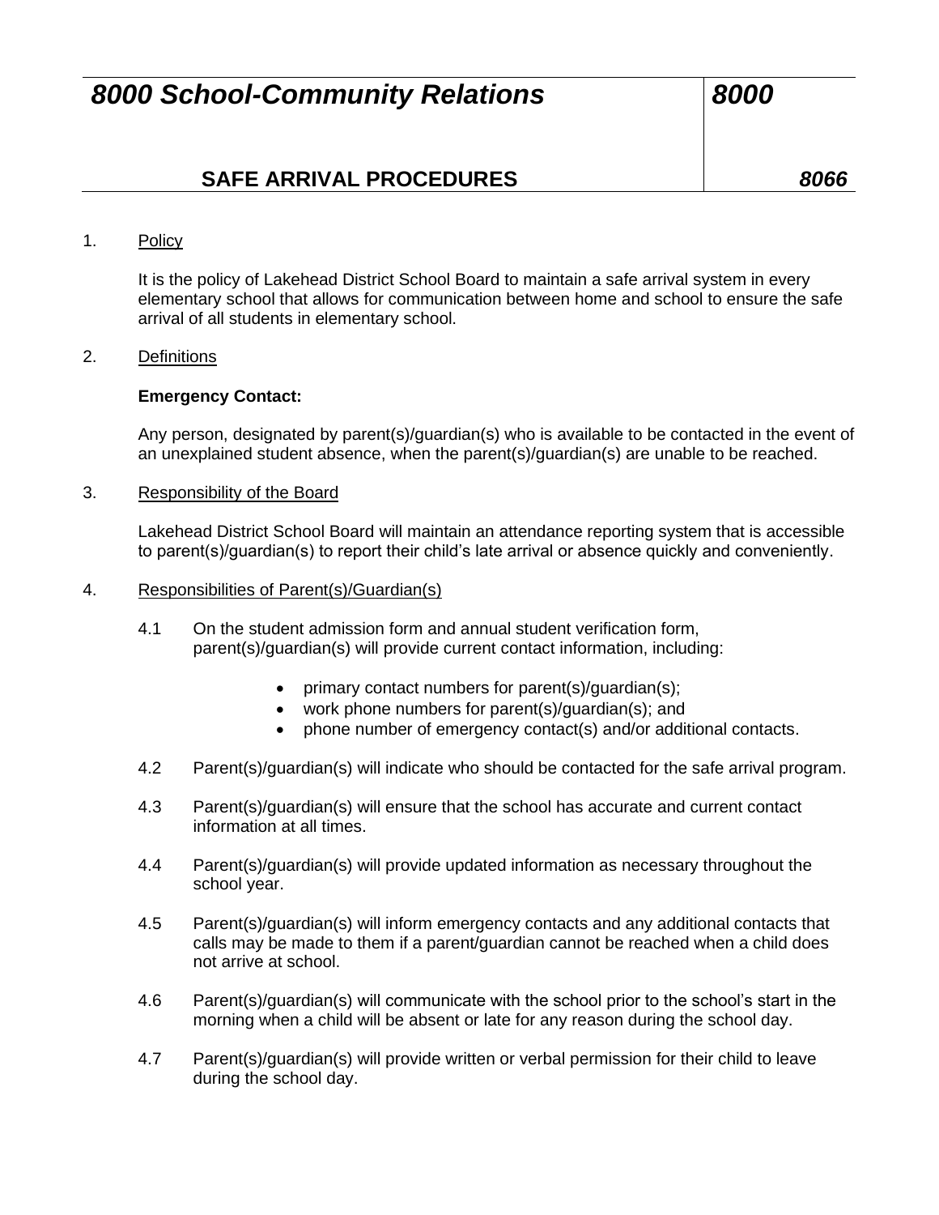# 8000 School-Community Relations — 8000

## SAFE ARRIVAL PROCEDURES — 8066

1. Policy

   It is the policy of Lakehead District School Board to maintain a safe arrival system in every elementary school that allows for communication between home and school to ensure the safe arrival of all students in elementary school.

2. Definitions

   **Emergency Contact:**

   Any person, designated by parent(s)/guardian(s) who is available to be contacted in the event of an unexplained student absence, when the parent(s)/guardian(s) are unable to be reached.

3. Responsibility of the Board

   Lakehead District School Board will maintain an attendance reporting system that is accessible to parent(s)/guardian(s) to report their child's late arrival or absence quickly and conveniently.

4. Responsibilities of Parent(s)/Guardian(s)

   4.1 On the student admission form and annual student verification form, parent(s)/guardian(s) will provide current contact information, including:

   - primary contact numbers for parent(s)/guardian(s);
   - work phone numbers for parent(s)/guardian(s); and
   - phone number of emergency contact(s) and/or additional contacts.

   4.2 Parent(s)/guardian(s) will indicate who should be contacted for the safe arrival program.

   4.3 Parent(s)/guardian(s) will ensure that the school has accurate and current contact information at all times.

   4.4 Parent(s)/guardian(s) will provide updated information as necessary throughout the school year.

   4.5 Parent(s)/guardian(s) will inform emergency contacts and any additional contacts that calls may be made to them if a parent/guardian cannot be reached when a child does not arrive at school.

   4.6 Parent(s)/guardian(s) will communicate with the school prior to the school's start in the morning when a child will be absent or late for any reason during the school day.

   4.7 Parent(s)/guardian(s) will provide written or verbal permission for their child to leave during the school day.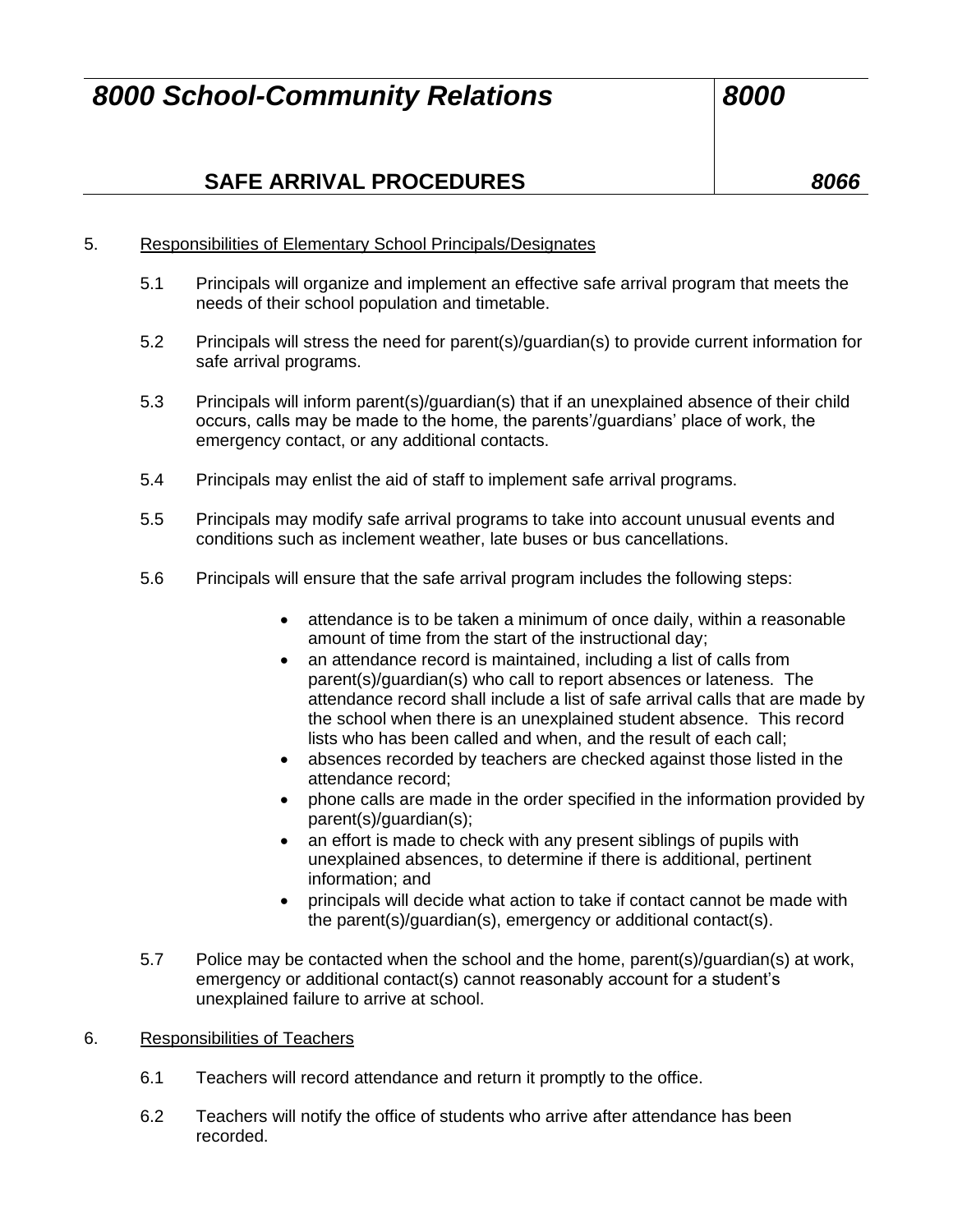5. Responsibilities of Elementary School Principals/Designates

5.1 Principals will organize and implement an effective safe arrival program that meets the needs of their school population and timetable.

5.2 Principals will stress the need for parent(s)/guardian(s) to provide current information for safe arrival programs.

5.3 Principals will inform parent(s)/guardian(s) that if an unexplained absence of their child occurs, calls may be made to the home, the parents'/guardians' place of work, the emergency contact, or any additional contacts.

5.4 Principals may enlist the aid of staff to implement safe arrival programs.

5.5 Principals may modify safe arrival programs to take into account unusual events and conditions such as inclement weather, late buses or bus cancellations.

5.6 Principals will ensure that the safe arrival program includes the following steps:

- attendance is to be taken a minimum of once daily, within a reasonable amount of time from the start of the instructional day;
- an attendance record is maintained, including a list of calls from parent(s)/guardian(s) who call to report absences or lateness. The attendance record shall include a list of safe arrival calls that are made by the school when there is an unexplained student absence. This record lists who has been called and when, and the result of each call;
- absences recorded by teachers are checked against those listed in the attendance record;
- phone calls are made in the order specified in the information provided by parent(s)/guardian(s);
- an effort is made to check with any present siblings of pupils with unexplained absences, to determine if there is additional, pertinent information; and
- principals will decide what action to take if contact cannot be made with the parent(s)/guardian(s), emergency or additional contact(s).

5.7 Police may be contacted when the school and the home, parent(s)/guardian(s) at work, emergency or additional contact(s) cannot reasonably account for a student's unexplained failure to arrive at school.

6. Responsibilities of Teachers

6.1 Teachers will record attendance and return it promptly to the office.

6.2 Teachers will notify the office of students who arrive after attendance has been recorded.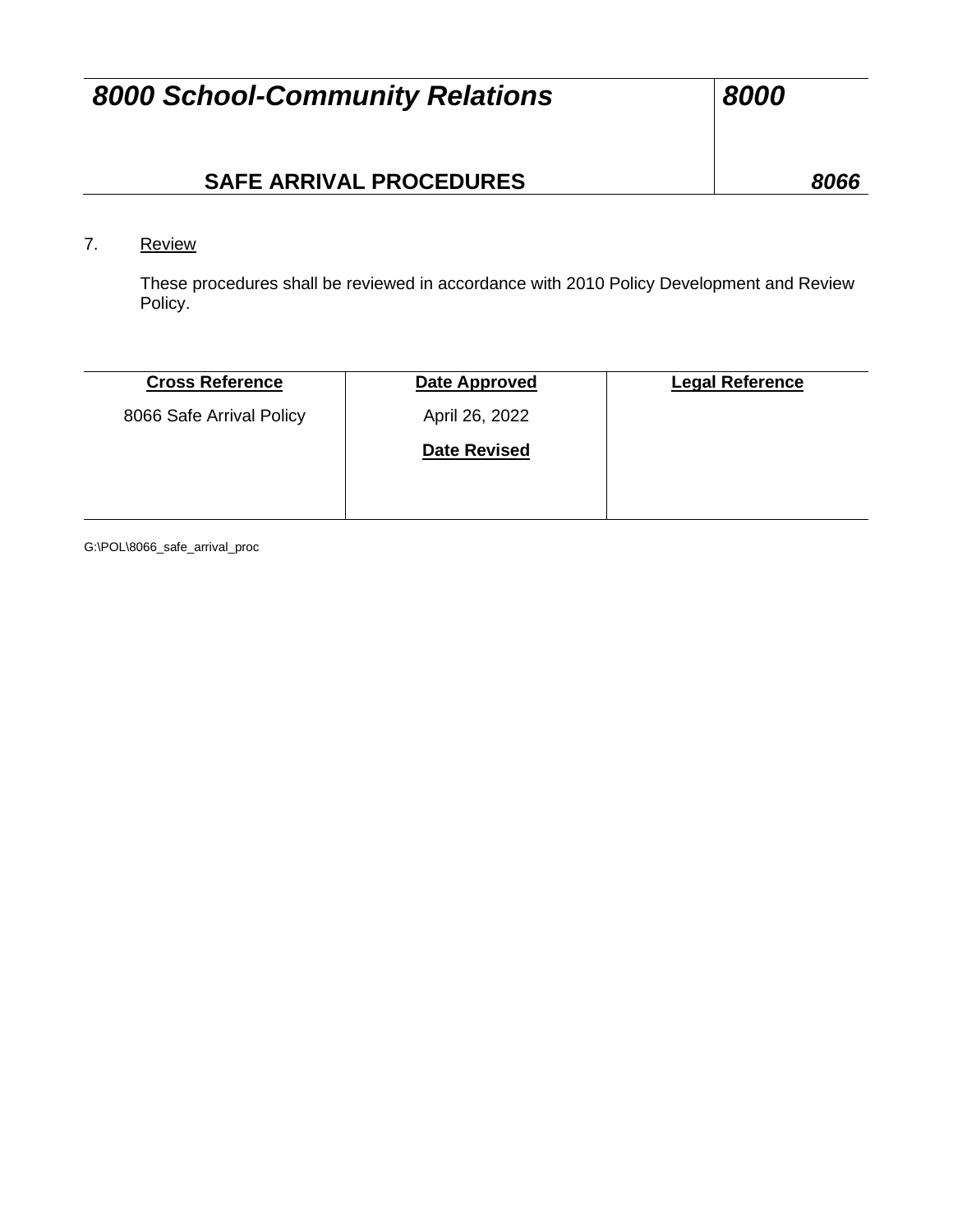7. Review

These procedures shall be reviewed in accordance with 2010 Policy Development and Review Policy.

| Cross Reference | Date Approved | Legal Reference |
| --- | --- | --- |
| 8066 Safe Arrival Policy | April 26, 2022 | |
| | **Date Revised** | |
| | | |

G:\POL\8066_safe_arrival_proc